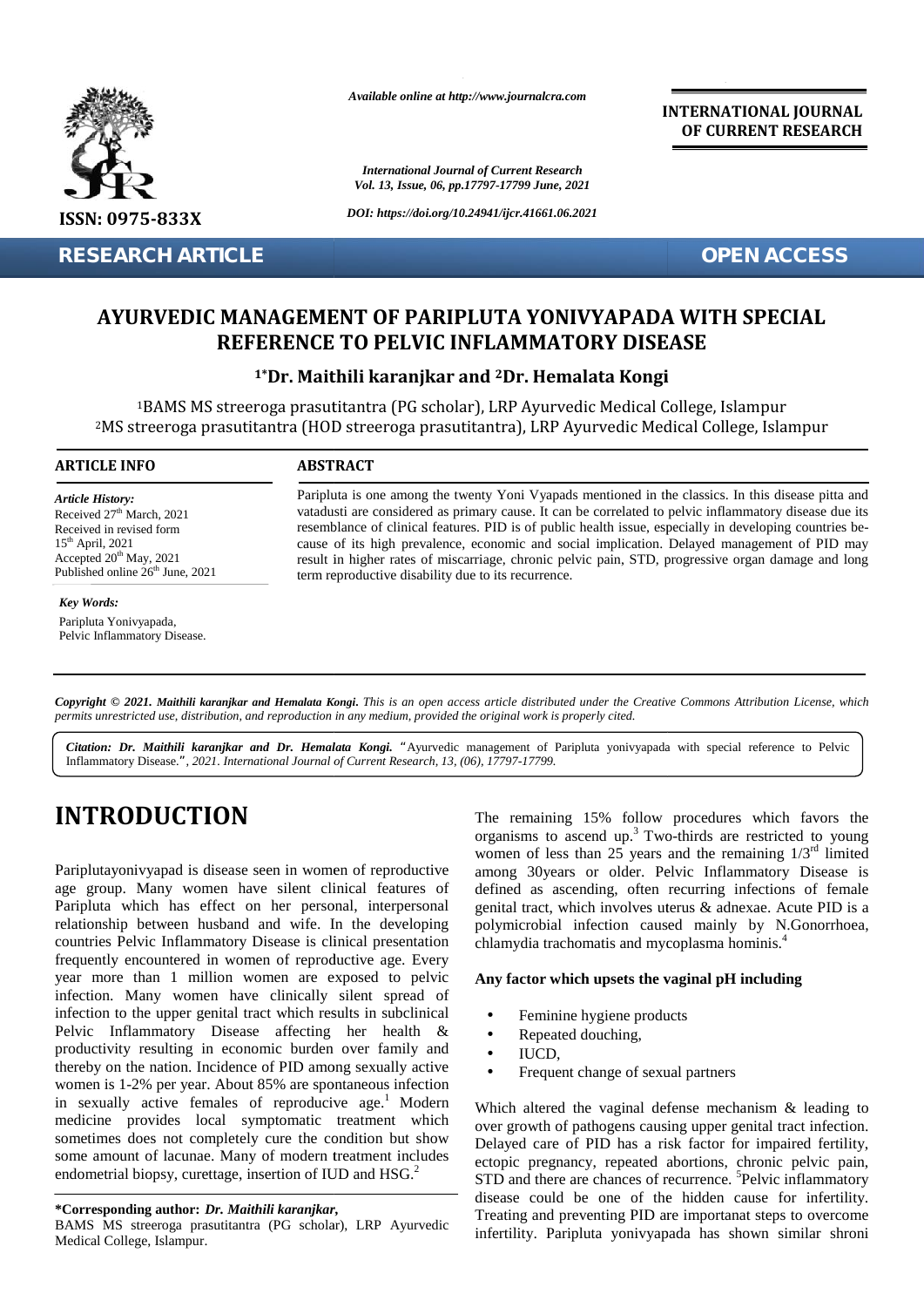*Available online at http://www.journalcra.com*

**INTERNATIONAL JOURNAL OF CURRENT RESEARCH**

*International Journal of Current Research*
*Vol. 13, Issue, 06, pp.17797-17799 June, 2021*

*DOI: https://doi.org/10.24941/ijcr.41661.06.2021*

ISSN: 0975-833X

**RESEARCH ARTICLE** **OPEN ACCESS**

# AYURVEDIC MANAGEMENT OF PARIPLUTA YONIVYAPADA WITH SPECIAL REFERENCE TO PELVIC INFLAMMATORY DISEASE

**[1*]Dr. Maithili karanjkar and [2]Dr. Hemalata Kongi**

[1]BAMS MS streeroga prasutitantra (PG scholar), LRP Ayurvedic Medical College, Islampur
[2]MS streeroga prasutitantra (HOD streeroga prasutitantra), LRP Ayurvedic Medical College, Islampur

**ARTICLE INFO**

*Article History:*
Received 27th March, 2021
Received in revised form
15th April, 2021
Accepted 20th May, 2021
Published online 26th June, 2021

*Key Words:*
Paripluta Yonivyapada,
Pelvic Inflammatory Disease.

**ABSTRACT**

Paripluta is one among the twenty Yoni Vyapads mentioned in the classics. In this disease pitta and vatadusti are considered as primary cause. It can be correlated to pelvic inflammatory disease due its resemblance of clinical features. PID is of public health issue, especially in developing countries because of its high prevalence, economic and social implication. Delayed management of PID may result in higher rates of miscarriage, chronic pelvic pain, STD, progressive organ damage and long term reproductive disability due to its recurrence.

***Copyright © 2021. Maithili karanjkar and Hemalata Kongi.** This is an open access article distributed under the Creative Commons Attribution License, which permits unrestricted use, distribution, and reproduction in any medium, provided the original work is properly cited.*

***Citation: Dr. Maithili karanjkar and Dr. Hemalata Kongi.*** "Ayurvedic management of Paripluta yonivyapada with special reference to Pelvic Inflammatory Disease.", *2021. International Journal of Current Research, 13, (06), 17797-17799.*

# INTRODUCTION

Pariplutayonivyapad is disease seen in women of reproductive age group. Many women have silent clinical features of Paripluta which has effect on her personal, interpersonal relationship between husband and wife. In the developing countries Pelvic Inflammatory Disease is clinical presentation frequently encountered in women of reproductive age. Every year more than 1 million women are exposed to pelvic infection. Many women have clinically silent spread of infection to the upper genital tract which results in subclinical Pelvic Inflammatory Disease affecting her health & productivity resulting in economic burden over family and thereby on the nation. Incidence of PID among sexually active women is 1-2% per year. About 85% are spontaneous infection in sexually active females of reproductive age.[1] Modern medicine provides local symptomatic treatment which sometimes does not completely cure the condition but show some amount of lacunae. Many of modern treatment includes endometrial biopsy, curettage, insertion of IUD and HSG.[2]

The remaining 15% follow procedures which favors the organisms to ascend up.[3] Two-thirds are restricted to young women of less than 25 years and the remaining 1/3rd limited among 30years or older. Pelvic Inflammatory Disease is defined as ascending, often recurring infections of female genital tract, which involves uterus & adnexae. Acute PID is a polymicrobial infection caused mainly by N.Gonorrhoea, chlamydia trachomatis and mycoplasma hominis.[4]

**Any factor which upsets the vaginal pH including**

- Feminine hygiene products
- Repeated douching,
- IUCD,
- Frequent change of sexual partners

Which altered the vaginal defense mechanism & leading to over growth of pathogens causing upper genital tract infection. Delayed care of PID has a risk factor for impaired fertility, ectopic pregnancy, repeated abortions, chronic pelvic pain, STD and there are chances of recurrence. [5]Pelvic inflammatory disease could be one of the hidden cause for infertility. Treating and preventing PID are importanat steps to overcome infertility. Paripluta yonivyapada has shown similar shroni

**\*Corresponding author: *Dr. Maithili karanjkar,***
BAMS MS streeroga prasutitantra (PG scholar), LRP Ayurvedic Medical College, Islampur.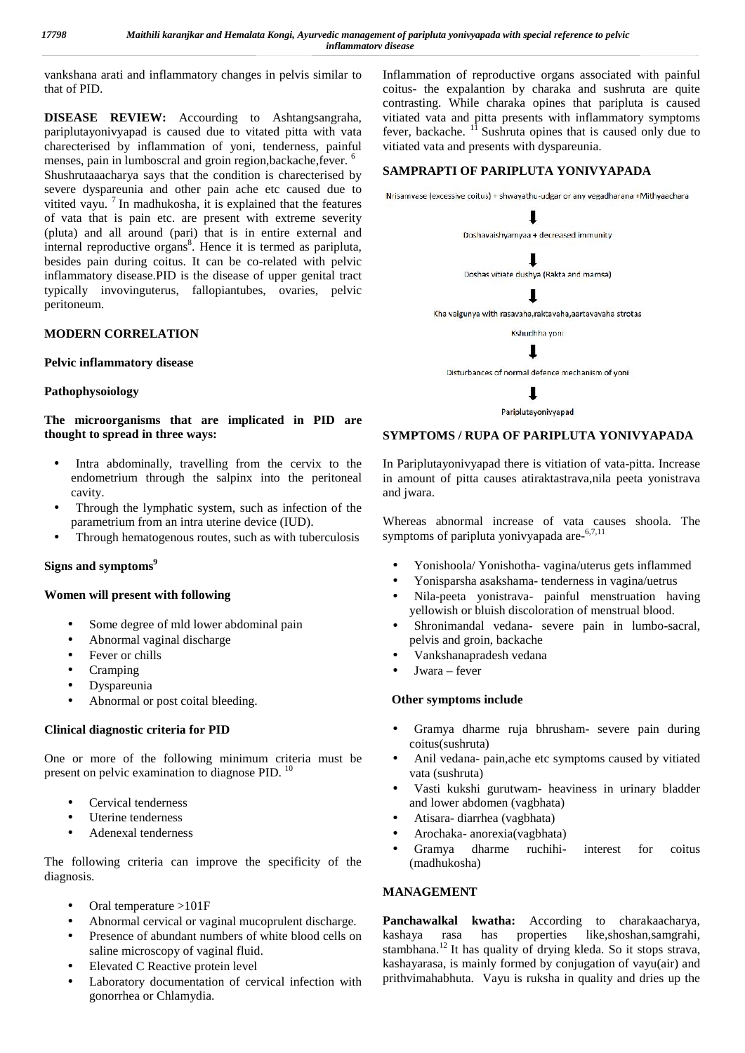vankshana arati and inflammatory changes in pelvis similar to that of PID.

**DISEASE REVIEW:** Accourding to Ashtangsangraha, pariplutayonivyapad is caused due to vitated pitta with vata charecterised by inflammation of yoni, tenderness, painful menses, pain in lumboscral and groin region,backache,fever. [6] Shushrutaaacharya says that the condition is charecterised by severe dyspareunia and other pain ache etc caused due to vitited vayu. [7] In madhukosha, it is explained that the features of vata that is pain etc. are present with extreme severity (pluta) and all around (pari) that is in entire external and internal reproductive organs[8]. Hence it is termed as paripluta, besides pain during coitus. It can be co-related with pelvic inflammatory disease.PID is the disease of upper genital tract typically invovinguterus, fallopiantubes, ovaries, pelvic peritoneum.

## MODERN CORRELATION

### Pelvic inflammatory disease

### Pathophysoiology

**The microorganisms that are implicated in PID are thought to spread in three ways:**

- Intra abdominally, travelling from the cervix to the endometrium through the salpinx into the peritoneal cavity.
- Through the lymphatic system, such as infection of the parametrium from an intra uterine device (IUD).
- Through hematogenous routes, such as with tuberculosis

### Signs and symptoms[9]

**Women will present with following**

- Some degree of mld lower abdominal pain
- Abnormal vaginal discharge
- Fever or chills
- Cramping
- Dyspareunia
- Abnormal or post coital bleeding.

### Clinical diagnostic criteria for PID

One or more of the following minimum criteria must be present on pelvic examination to diagnose PID. [10]

- Cervical tenderness
- Uterine tenderness
- Adenexal tenderness

The following criteria can improve the specificity of the diagnosis.

- Oral temperature >101F
- Abnormal cervical or vaginal mucoprulent discharge.
- Presence of abundant numbers of white blood cells on saline microscopy of vaginal fluid.
- Elevated C Reactive protein level
- Laboratory documentation of cervical infection with gonorrhea or Chlamydia.

Inflammation of reproductive organs associated with painful coitus- the expalantion by charaka and sushruta are quite contrasting. While charaka opines that paripluta is caused vitiated vata and pitta presents with inflammatory symptoms fever, backache. [11] Sushruta opines that is caused only due to vitiated vata and presents with dyspareunia.

## SAMPRAPTI OF PARIPLUTA YONIVYAPADA

Nrisamvase (excessive coitus) + shwayathu-udgar or any vegadharana +Mithyaachara

⬇

Doshavaishyamyaa + decreased immunity

⬇

Doshas vitiate dushya (Rakta and mamsa)

⬇

Kha vaigunya with rasavaha,raktavaha,aartavavaha strotas

Kshudhha yoni

⬇

Disturbances of normal defence mechanism of yoni

⬇

Pariplutayonivyapad

## SYMPTOMS / RUPA OF PARIPLUTA YONIVYAPADA

In Pariplutayonivyapad there is vitiation of vata-pitta. Increase in amount of pitta causes atiraktastrava,nila peeta yonistrava and jwara.

Whereas abnormal increase of vata causes shoola. The symptoms of paripluta yonivyapada are-[6,7,11]

- Yonishoola/ Yonishotha- vagina/uterus gets inflammed
- Yonisparsha asakshama- tenderness in vagina/uetrus
- Nila-peeta yonistrava- painful menstruation having yellowish or bluish discoloration of menstrual blood.
- Shronimandal vedana- severe pain in lumbo-sacral, pelvis and groin, backache
- Vankshanapradesh vedana
- Jwara – fever

**Other symptoms include**

- Gramya dharme ruja bhrusham- severe pain during coitus(sushruta)
- Anil vedana- pain,ache etc symptoms caused by vitiated vata (sushruta)
- Vasti kukshi gurutwam- heaviness in urinary bladder and lower abdomen (vagbhata)
- Atisara- diarrhea (vagbhata)
- Arochaka- anorexia(vagbhata)
- Gramya dharme ruchihi- interest for coitus (madhukosha)

## MANAGEMENT

**Panchawalkal kwatha:** According to charakaacharya, kashaya rasa has properties like,shoshan,samgrahi, stambhana.[12] It has quality of drying kleda. So it stops strava, kashayarasa, is mainly formed by conjugation of vayu(air) and prithvimahabhuta. Vayu is ruksha in quality and dries up the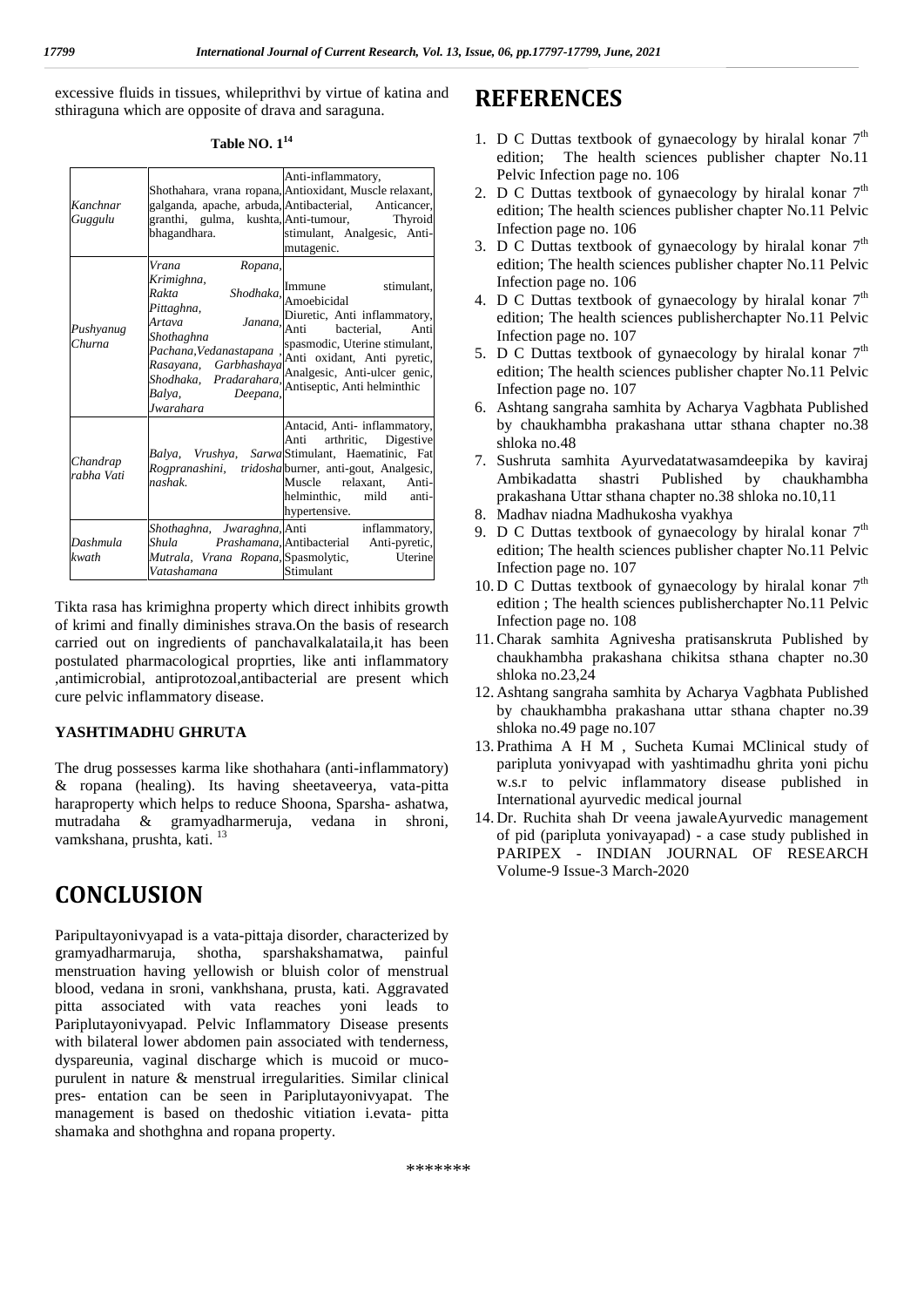excessive fluids in tissues, whileprithvi by virtue of katina and sthiraguna which are opposite of drava and saraguna.

**Table NO. 1[14]**

| | | |
|---|---|---|
| *Kanchnar Guggulu* | Shothahara, vrana ropana, galganda, apache, arbuda, granthi, gulma, kushta, bhagandhara. | Anti-inflammatory, Antioxidant, Muscle relaxant, Antibacterial, Anticancer, Anti-tumour, Thyroid stimulant, Analgesic, Anti-mutagenic. |
| *Pushyanug Churna* | *Vrana Ropana, Krimighna, Rakta Shodhaka, Pittaghna, Artava Janana, Shothaghna Pachana,Vedanastapana , Rasayana, Garbhashaya Shodhaka, Pradarahara, Balya, Deepana, Jwarahara* | Immune stimulant, Amoebicidal Diuretic, Anti inflammatory, Anti bacterial, Anti spasmodic, Uterine stimulant, Anti oxidant, Anti pyretic, Analgesic, Anti-ulcer genic, Antiseptic, Anti helminthic |
| *Chandrap rabha Vati* | *Balya, Vrushya, Sarwa Rogpranashini, tridosha nashak.* | Antacid, Anti- inflammatory, Anti arthritic, Digestive Stimulant, Haematinic, Fat burner, anti-gout, Analgesic, Muscle relaxant, Anti-helminthic, mild anti-hypertensive. |
| *Dashmula kwath* | *Shothaghna, Jwaraghna, Shula Prashamana, Mutrala, Vrana Ropana, Vatashamana* | Anti inflammatory, Antibacterial Anti-pyretic, Spasmolytic, Uterine Stimulant |

Tikta rasa has krimighna property which direct inhibits growth of krimi and finally diminishes strava.On the basis of research carried out on ingredients of panchavalkalataila,it has been postulated pharmacological proprties, like anti inflammatory ,antimicrobial, antiprotozoal,antibacterial are present which cure pelvic inflammatory disease.

### YASHTIMADHU GHRUTA

The drug possesses karma like shothahara (anti-inflammatory) & ropana (healing). Its having sheetaveerya, vata-pitta haraproperty which helps to reduce Shoona, Sparsha- ashatwa, mutradaha & gramyadharmeruja, vedana in shroni, vamkshana, prushta, kati. [13]

## CONCLUSION

Paripultayonivyapad is a vata-pittaja disorder, characterized by gramyadharmaruja, shotha, sparshakshamatwa, painful menstruation having yellowish or bluish color of menstrual blood, vedana in sroni, vankhshana, prusta, kati. Aggravated pitta associated with vata reaches yoni leads to Pariplutayonivyapad. Pelvic Inflammatory Disease presents with bilateral lower abdomen pain associated with tenderness, dyspareunia, vaginal discharge which is mucoid or muco-purulent in nature & menstrual irregularities. Similar clinical pres- entation can be seen in Pariplutayonivyapat. The management is based on thedoshic vitiation i.evata- pitta shamaka and shothghna and ropana property.

*******

## REFERENCES

1. D C Duttas textbook of gynaecology by hiralal konar 7th edition; The health sciences publisher chapter No.11 Pelvic Infection page no. 106
2. D C Duttas textbook of gynaecology by hiralal konar 7th edition; The health sciences publisher chapter No.11 Pelvic Infection page no. 106
3. D C Duttas textbook of gynaecology by hiralal konar 7th edition; The health sciences publisher chapter No.11 Pelvic Infection page no. 106
4. D C Duttas textbook of gynaecology by hiralal konar 7th edition; The health sciences publisherchapter No.11 Pelvic Infection page no. 107
5. D C Duttas textbook of gynaecology by hiralal konar 7th edition; The health sciences publisher chapter No.11 Pelvic Infection page no. 107
6. Ashtang sangraha samhita by Acharya Vagbhata Published by chaukhambha prakashana uttar sthana chapter no.38 shloka no.48
7. Sushruta samhita Ayurvedatatwasamdeepika by kaviraj Ambikadatta shastri Published by chaukhambha prakashana Uttar sthana chapter no.38 shloka no.10,11
8. Madhav niadna Madhukosha vyakhya
9. D C Duttas textbook of gynaecology by hiralal konar 7th edition; The health sciences publisher chapter No.11 Pelvic Infection page no. 107
10. D C Duttas textbook of gynaecology by hiralal konar 7th edition ; The health sciences publisherchapter No.11 Pelvic Infection page no. 108
11. Charak samhita Agnivesha pratisanskruta Published by chaukhambha prakashana chikitsa sthana chapter no.30 shloka no.23,24
12. Ashtang sangraha samhita by Acharya Vagbhata Published by chaukhambha prakashana uttar sthana chapter no.39 shloka no.49 page no.107
13. Prathima A H M , Sucheta Kumai MClinical study of paripluta yonivyapad with yashtimadhu ghrita yoni pichu w.s.r to pelvic inflammatory disease published in International ayurvedic medical journal
14. Dr. Ruchita shah Dr veena jawaleAyurvedic management of pid (paripluta yonivayapad) - a case study published in PARIPEX - INDIAN JOURNAL OF RESEARCH Volume-9 Issue-3 March-2020